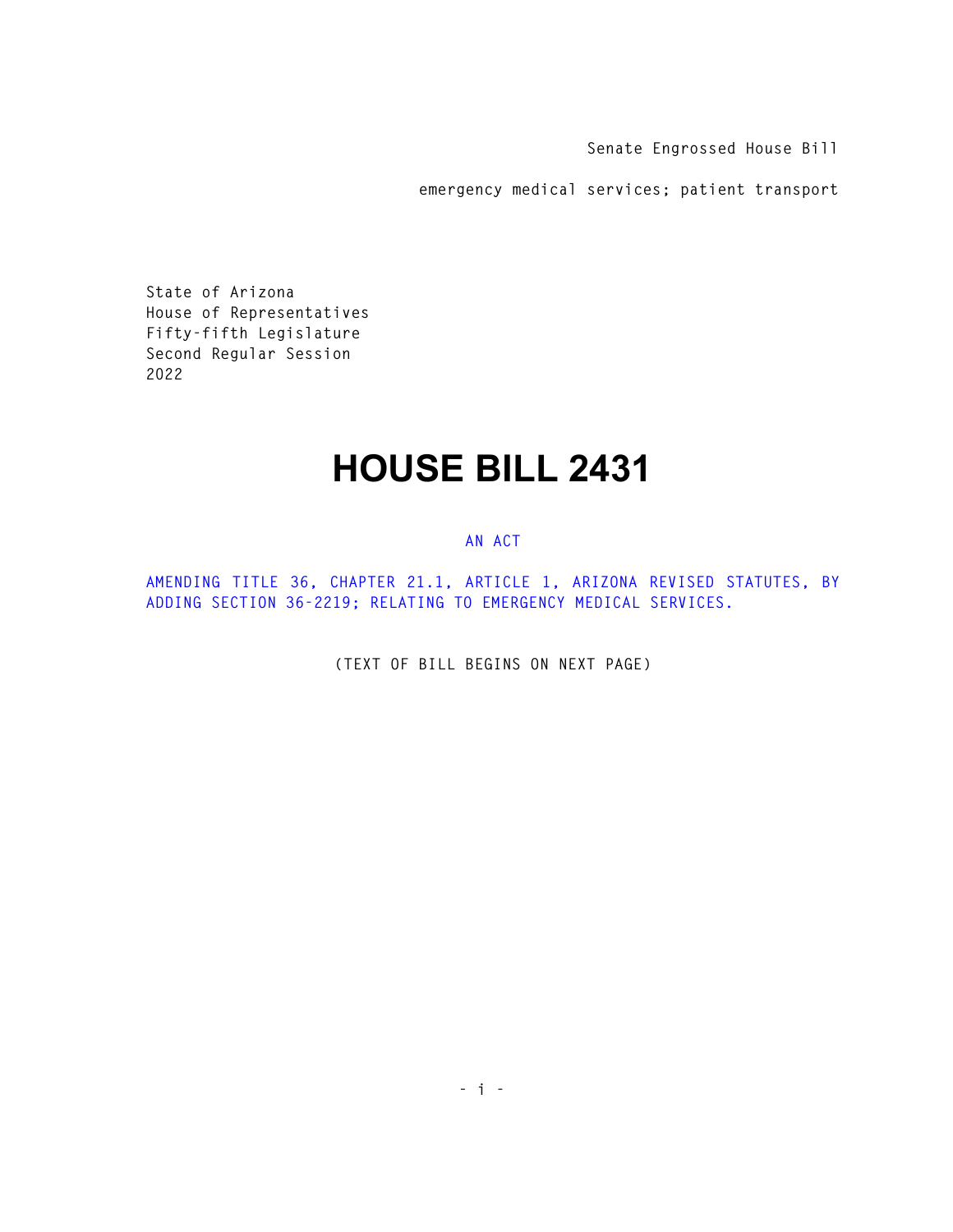Senate Engrossed House Bill

emergency medical services; patient transport

State of Arizona
House of Representatives
Fifty-fifth Legislature
Second Regular Session
2022

# HOUSE BILL 2431

AN ACT

AMENDING TITLE 36, CHAPTER 21.1, ARTICLE 1, ARIZONA REVISED STATUTES, BY ADDING SECTION 36-2219; RELATING TO EMERGENCY MEDICAL SERVICES.

(TEXT OF BILL BEGINS ON NEXT PAGE)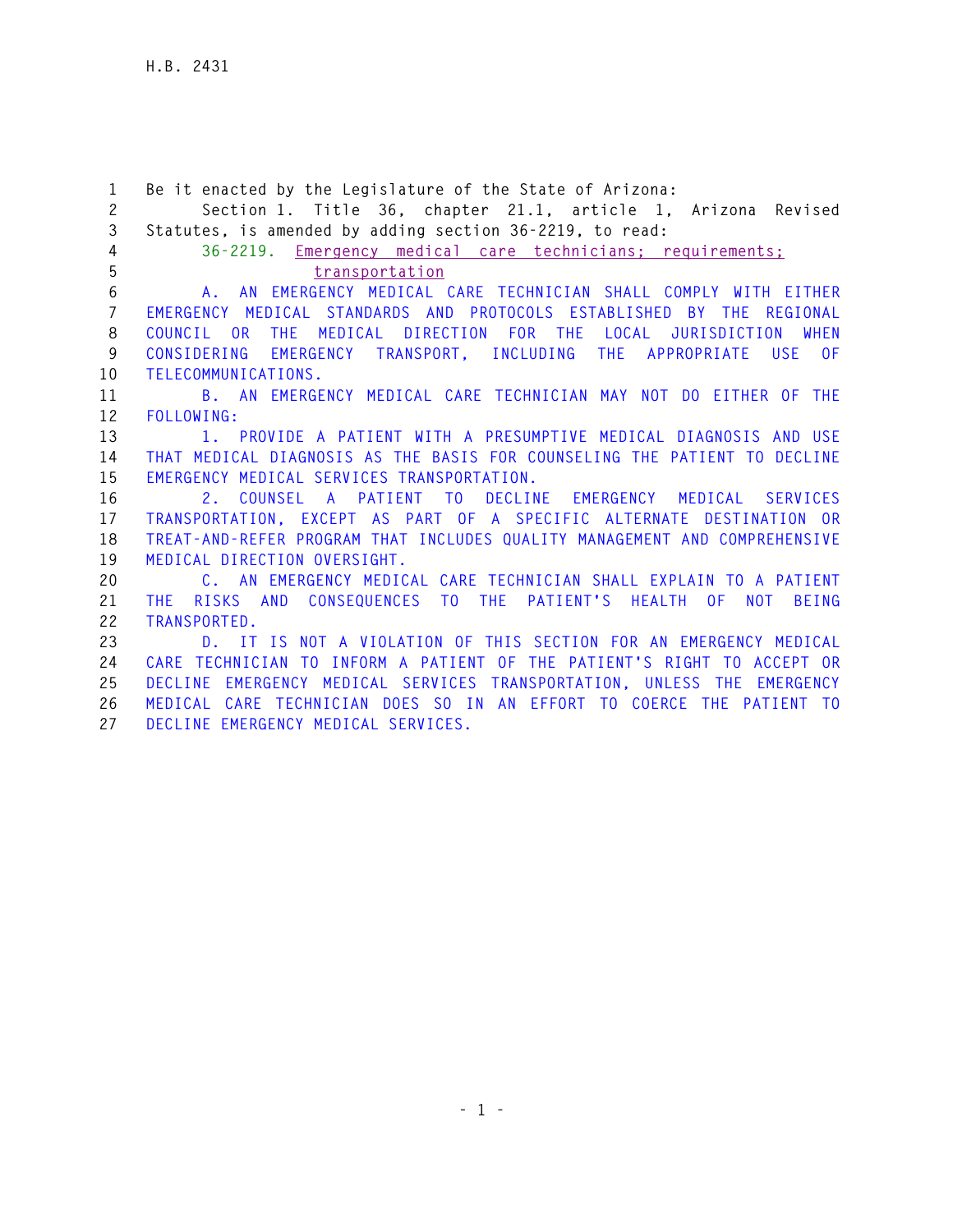Be it enacted by the Legislature of the State of Arizona:

Section 1. Title 36, chapter 21.1, article 1, Arizona Revised Statutes, is amended by adding section 36-2219, to read:

36-2219. Emergency medical care technicians; requirements; transportation

A. AN EMERGENCY MEDICAL CARE TECHNICIAN SHALL COMPLY WITH EITHER EMERGENCY MEDICAL STANDARDS AND PROTOCOLS ESTABLISHED BY THE REGIONAL COUNCIL OR THE MEDICAL DIRECTION FOR THE LOCAL JURISDICTION WHEN CONSIDERING EMERGENCY TRANSPORT, INCLUDING THE APPROPRIATE USE OF TELECOMMUNICATIONS.

B. AN EMERGENCY MEDICAL CARE TECHNICIAN MAY NOT DO EITHER OF THE FOLLOWING:

1. PROVIDE A PATIENT WITH A PRESUMPTIVE MEDICAL DIAGNOSIS AND USE THAT MEDICAL DIAGNOSIS AS THE BASIS FOR COUNSELING THE PATIENT TO DECLINE EMERGENCY MEDICAL SERVICES TRANSPORTATION.

2. COUNSEL A PATIENT TO DECLINE EMERGENCY MEDICAL SERVICES TRANSPORTATION, EXCEPT AS PART OF A SPECIFIC ALTERNATE DESTINATION OR TREAT-AND-REFER PROGRAM THAT INCLUDES QUALITY MANAGEMENT AND COMPREHENSIVE MEDICAL DIRECTION OVERSIGHT.

C. AN EMERGENCY MEDICAL CARE TECHNICIAN SHALL EXPLAIN TO A PATIENT THE RISKS AND CONSEQUENCES TO THE PATIENT'S HEALTH OF NOT BEING TRANSPORTED.

D. IT IS NOT A VIOLATION OF THIS SECTION FOR AN EMERGENCY MEDICAL CARE TECHNICIAN TO INFORM A PATIENT OF THE PATIENT'S RIGHT TO ACCEPT OR DECLINE EMERGENCY MEDICAL SERVICES TRANSPORTATION, UNLESS THE EMERGENCY MEDICAL CARE TECHNICIAN DOES SO IN AN EFFORT TO COERCE THE PATIENT TO DECLINE EMERGENCY MEDICAL SERVICES.